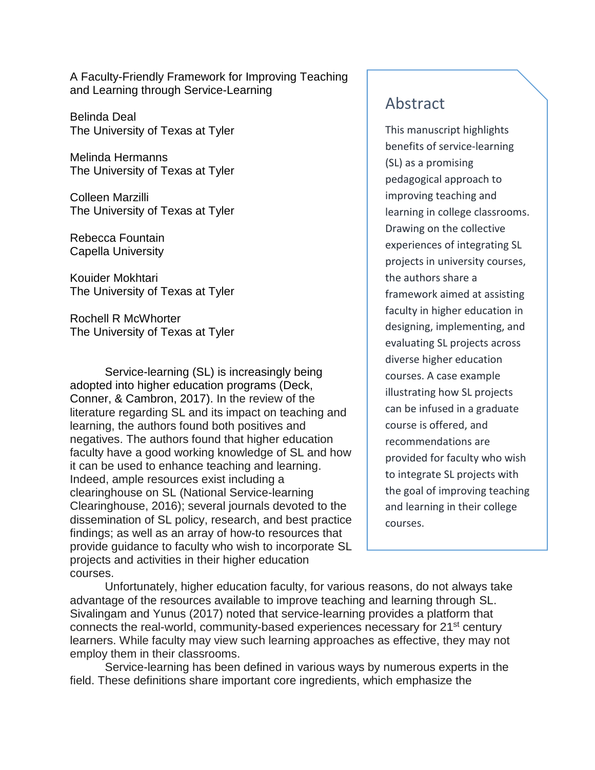# A Faculty-Friendly Framework for Improving Teaching and Learning through Service-Learning

Belinda Deal
The University of Texas at Tyler

Melinda Hermanns
The University of Texas at Tyler

Colleen Marzilli
The University of Texas at Tyler

Rebecca Fountain
Capella University

Kouider Mokhtari
The University of Texas at Tyler

Rochell R McWhorter
The University of Texas at Tyler

## Abstract

This manuscript highlights benefits of service-learning (SL) as a promising pedagogical approach to improving teaching and learning in college classrooms. Drawing on the collective experiences of integrating SL projects in university courses, the authors share a framework aimed at assisting faculty in higher education in designing, implementing, and evaluating SL projects across diverse higher education courses. A case example illustrating how SL projects can be infused in a graduate course is offered, and recommendations are provided for faculty who wish to integrate SL projects with the goal of improving teaching and learning in their college courses.

Service-learning (SL) is increasingly being adopted into higher education programs (Deck, Conner, & Cambron, 2017). In the review of the literature regarding SL and its impact on teaching and learning, the authors found both positives and negatives. The authors found that higher education faculty have a good working knowledge of SL and how it can be used to enhance teaching and learning. Indeed, ample resources exist including a clearinghouse on SL (National Service-learning Clearinghouse, 2016); several journals devoted to the dissemination of SL policy, research, and best practice findings; as well as an array of how-to resources that provide guidance to faculty who wish to incorporate SL projects and activities in their higher education courses.

Unfortunately, higher education faculty, for various reasons, do not always take advantage of the resources available to improve teaching and learning through SL. Sivalingam and Yunus (2017) noted that service-learning provides a platform that connects the real-world, community-based experiences necessary for 21st century learners. While faculty may view such learning approaches as effective, they may not employ them in their classrooms.

Service-learning has been defined in various ways by numerous experts in the field. These definitions share important core ingredients, which emphasize the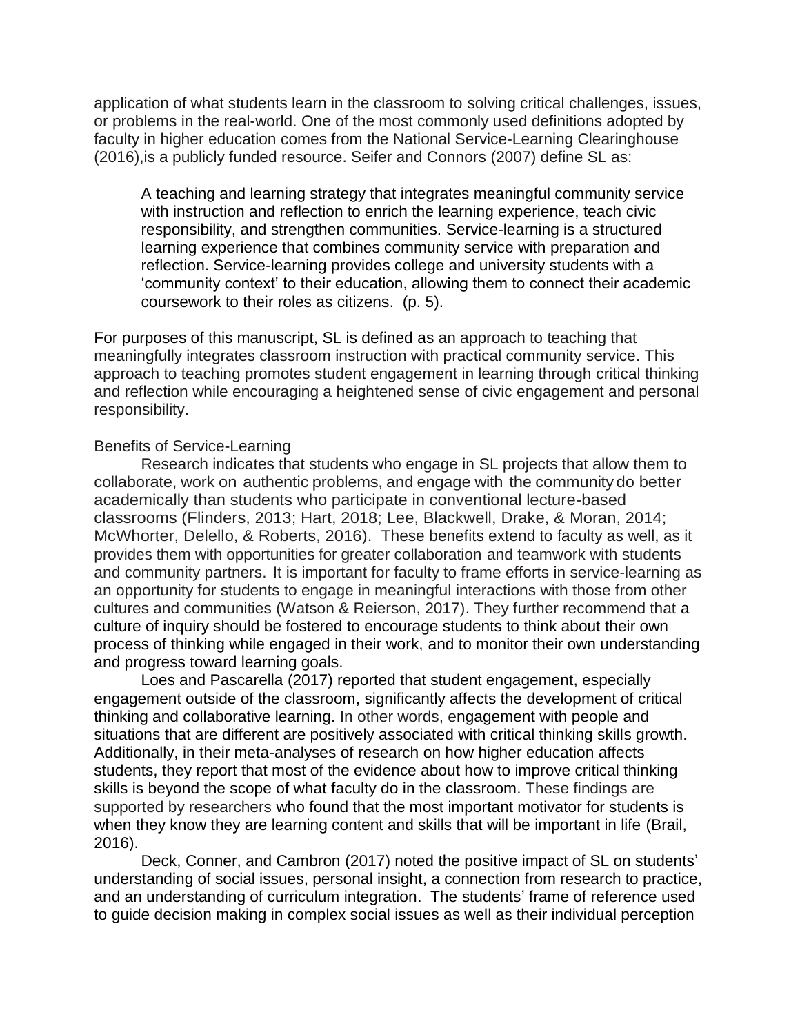application of what students learn in the classroom to solving critical challenges, issues, or problems in the real-world. One of the most commonly used definitions adopted by faculty in higher education comes from the National Service-Learning Clearinghouse (2016),is a publicly funded resource. Seifer and Connors (2007) define SL as:

> A teaching and learning strategy that integrates meaningful community service with instruction and reflection to enrich the learning experience, teach civic responsibility, and strengthen communities. Service-learning is a structured learning experience that combines community service with preparation and reflection. Service-learning provides college and university students with a 'community context' to their education, allowing them to connect their academic coursework to their roles as citizens. (p. 5).

For purposes of this manuscript, SL is defined as an approach to teaching that meaningfully integrates classroom instruction with practical community service. This approach to teaching promotes student engagement in learning through critical thinking and reflection while encouraging a heightened sense of civic engagement and personal responsibility.

### Benefits of Service-Learning

Research indicates that students who engage in SL projects that allow them to collaborate, work on authentic problems, and engage with the community do better academically than students who participate in conventional lecture-based classrooms (Flinders, 2013; Hart, 2018; Lee, Blackwell, Drake, & Moran, 2014; McWhorter, Delello, & Roberts, 2016). These benefits extend to faculty as well, as it provides them with opportunities for greater collaboration and teamwork with students and community partners. It is important for faculty to frame efforts in service-learning as an opportunity for students to engage in meaningful interactions with those from other cultures and communities (Watson & Reierson, 2017). They further recommend that a culture of inquiry should be fostered to encourage students to think about their own process of thinking while engaged in their work, and to monitor their own understanding and progress toward learning goals.

Loes and Pascarella (2017) reported that student engagement, especially engagement outside of the classroom, significantly affects the development of critical thinking and collaborative learning. In other words, engagement with people and situations that are different are positively associated with critical thinking skills growth. Additionally, in their meta-analyses of research on how higher education affects students, they report that most of the evidence about how to improve critical thinking skills is beyond the scope of what faculty do in the classroom. These findings are supported by researchers who found that the most important motivator for students is when they know they are learning content and skills that will be important in life (Brail, 2016).

Deck, Conner, and Cambron (2017) noted the positive impact of SL on students' understanding of social issues, personal insight, a connection from research to practice, and an understanding of curriculum integration. The students' frame of reference used to guide decision making in complex social issues as well as their individual perception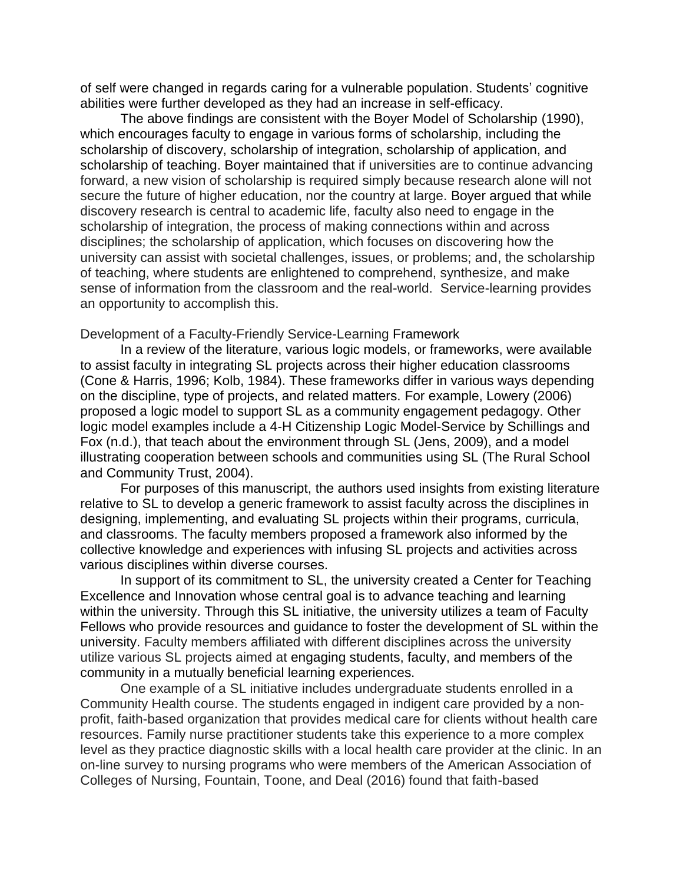of self were changed in regards caring for a vulnerable population. Students' cognitive abilities were further developed as they had an increase in self-efficacy.

The above findings are consistent with the Boyer Model of Scholarship (1990), which encourages faculty to engage in various forms of scholarship, including the scholarship of discovery, scholarship of integration, scholarship of application, and scholarship of teaching. Boyer maintained that if universities are to continue advancing forward, a new vision of scholarship is required simply because research alone will not secure the future of higher education, nor the country at large. Boyer argued that while discovery research is central to academic life, faculty also need to engage in the scholarship of integration, the process of making connections within and across disciplines; the scholarship of application, which focuses on discovering how the university can assist with societal challenges, issues, or problems; and, the scholarship of teaching, where students are enlightened to comprehend, synthesize, and make sense of information from the classroom and the real-world. Service-learning provides an opportunity to accomplish this.

## Development of a Faculty-Friendly Service-Learning Framework

In a review of the literature, various logic models, or frameworks, were available to assist faculty in integrating SL projects across their higher education classrooms (Cone & Harris, 1996; Kolb, 1984). These frameworks differ in various ways depending on the discipline, type of projects, and related matters. For example, Lowery (2006) proposed a logic model to support SL as a community engagement pedagogy. Other logic model examples include a 4-H Citizenship Logic Model-Service by Schillings and Fox (n.d.), that teach about the environment through SL (Jens, 2009), and a model illustrating cooperation between schools and communities using SL (The Rural School and Community Trust, 2004).

For purposes of this manuscript, the authors used insights from existing literature relative to SL to develop a generic framework to assist faculty across the disciplines in designing, implementing, and evaluating SL projects within their programs, curricula, and classrooms. The faculty members proposed a framework also informed by the collective knowledge and experiences with infusing SL projects and activities across various disciplines within diverse courses.

In support of its commitment to SL, the university created a Center for Teaching Excellence and Innovation whose central goal is to advance teaching and learning within the university. Through this SL initiative, the university utilizes a team of Faculty Fellows who provide resources and guidance to foster the development of SL within the university. Faculty members affiliated with different disciplines across the university utilize various SL projects aimed at engaging students, faculty, and members of the community in a mutually beneficial learning experiences.

One example of a SL initiative includes undergraduate students enrolled in a Community Health course. The students engaged in indigent care provided by a non-profit, faith-based organization that provides medical care for clients without health care resources. Family nurse practitioner students take this experience to a more complex level as they practice diagnostic skills with a local health care provider at the clinic. In an on-line survey to nursing programs who were members of the American Association of Colleges of Nursing, Fountain, Toone, and Deal (2016) found that faith-based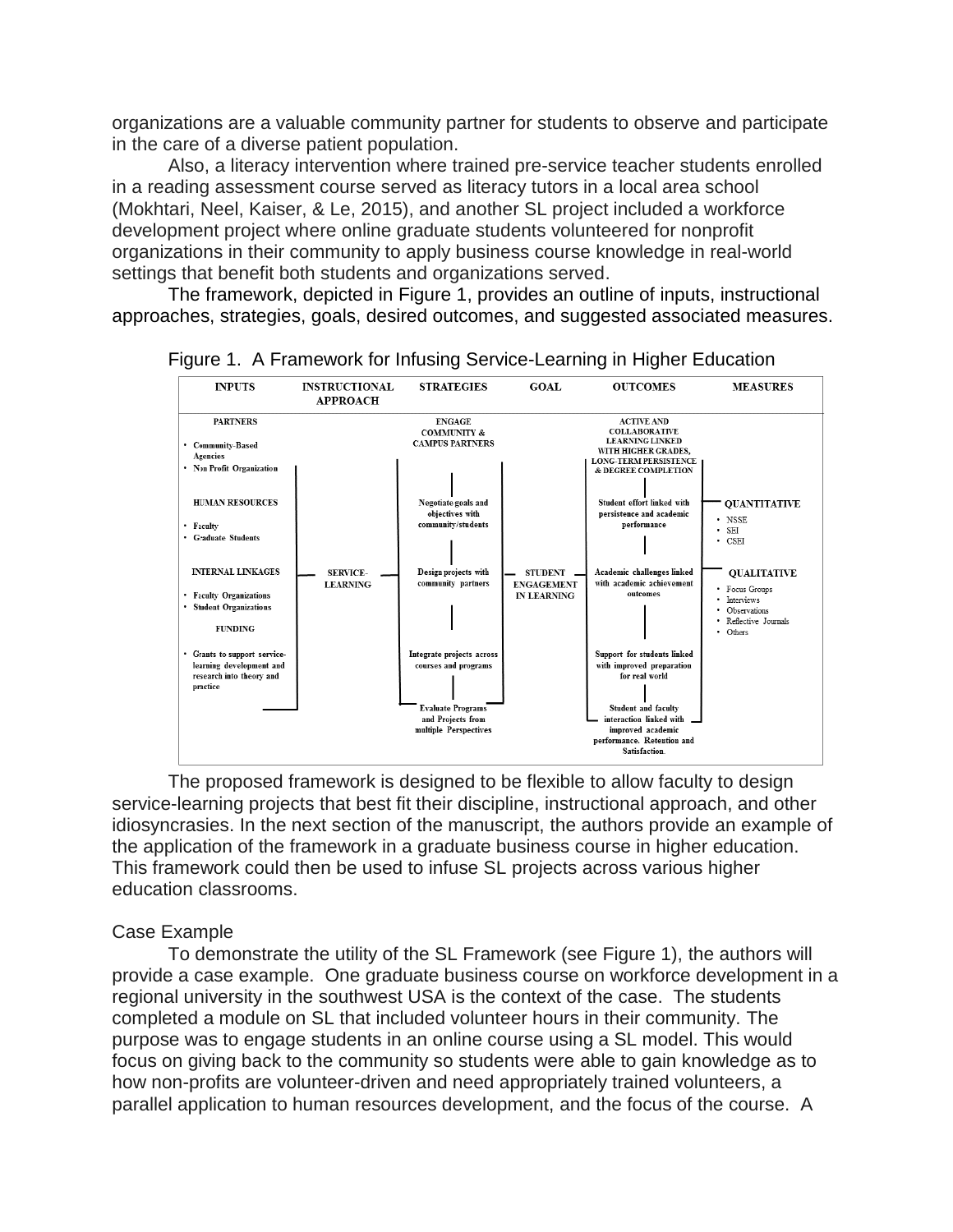organizations are a valuable community partner for students to observe and participate in the care of a diverse patient population.

Also, a literacy intervention where trained pre-service teacher students enrolled in a reading assessment course served as literacy tutors in a local area school (Mokhtari, Neel, Kaiser, & Le, 2015), and another SL project included a workforce development project where online graduate students volunteered for nonprofit organizations in their community to apply business course knowledge in real-world settings that benefit both students and organizations served.

The framework, depicted in Figure 1, provides an outline of inputs, instructional approaches, strategies, goals, desired outcomes, and suggested associated measures.

Figure 1. A Framework for Infusing Service-Learning in Higher Education

| INPUTS | INSTRUCTIONAL APPROACH | STRATEGIES | GOAL | OUTCOMES | MEASURES |
|---|---|---|---|---|---|
| **PARTNERS**<br>• Community-Based Agencies<br>• Non Profit Organization | | ENGAGE COMMUNITY & CAMPUS PARTNERS | | ACTIVE AND COLLABORATIVE LEARNING LINKED WITH HIGHER GRADES, LONG-TERM PERSISTENCE & DEGREE COMPLETION | |
| **HUMAN RESOURCES**<br>• Faculty<br>• Graduate Students | | Negotiate goals and objectives with community/students | | Student effort linked with persistence and academic performance | **QUANTITATIVE**<br>• NSSE<br>• SEI<br>• CSEI |
| **INTERNAL LINKAGES**<br>• Faculty Organizations<br>• Student Organizations | SERVICE-LEARNING | Design projects with community partners | STUDENT ENGAGEMENT IN LEARNING | Academic challenges linked with academic achievement outcomes | **QUALITATIVE**<br>• Focus Groups<br>• Interviews<br>• Observations<br>• Reflective Journals<br>• Others |
| **FUNDING**<br>• Grants to support service-learning development and research into theory and practice | | Integrate projects across courses and programs | | Support for students linked with improved preparation for real world | |
| | | Evaluate Programs and Projects from multiple Perspectives | | Student and faculty interaction linked with improved academic performance. Retention and Satisfaction. | |

The proposed framework is designed to be flexible to allow faculty to design service-learning projects that best fit their discipline, instructional approach, and other idiosyncrasies. In the next section of the manuscript, the authors provide an example of the application of the framework in a graduate business course in higher education. This framework could then be used to infuse SL projects across various higher education classrooms.

## Case Example

To demonstrate the utility of the SL Framework (see Figure 1), the authors will provide a case example. One graduate business course on workforce development in a regional university in the southwest USA is the context of the case. The students completed a module on SL that included volunteer hours in their community. The purpose was to engage students in an online course using a SL model. This would focus on giving back to the community so students were able to gain knowledge as to how non-profits are volunteer-driven and need appropriately trained volunteers, a parallel application to human resources development, and the focus of the course. A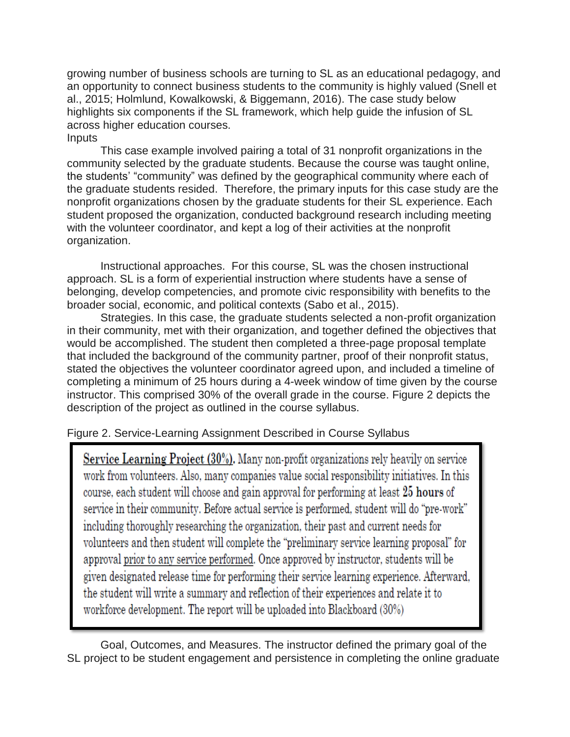growing number of business schools are turning to SL as an educational pedagogy, and an opportunity to connect business students to the community is highly valued (Snell et al., 2015; Holmlund, Kowalkowski, & Biggemann, 2016). The case study below highlights six components if the SL framework, which help guide the infusion of SL across higher education courses.

Inputs

This case example involved pairing a total of 31 nonprofit organizations in the community selected by the graduate students. Because the course was taught online, the students' "community" was defined by the geographical community where each of the graduate students resided. Therefore, the primary inputs for this case study are the nonprofit organizations chosen by the graduate students for their SL experience. Each student proposed the organization, conducted background research including meeting with the volunteer coordinator, and kept a log of their activities at the nonprofit organization.

Instructional approaches. For this course, SL was the chosen instructional approach. SL is a form of experiential instruction where students have a sense of belonging, develop competencies, and promote civic responsibility with benefits to the broader social, economic, and political contexts (Sabo et al., 2015).

Strategies. In this case, the graduate students selected a non-profit organization in their community, met with their organization, and together defined the objectives that would be accomplished. The student then completed a three-page proposal template that included the background of the community partner, proof of their nonprofit status, stated the objectives the volunteer coordinator agreed upon, and included a timeline of completing a minimum of 25 hours during a 4-week window of time given by the course instructor. This comprised 30% of the overall grade in the course. Figure 2 depicts the description of the project as outlined in the course syllabus.

Figure 2. Service-Learning Assignment Described in Course Syllabus

> <u>Service Learning Project (30%).</u> Many non-profit organizations rely heavily on service work from volunteers. Also, many companies value social responsibility initiatives. In this course, each student will choose and gain approval for performing at least **25 hours** of service in their community. Before actual service is performed, student will do "pre-work" including thoroughly researching the organization, their past and current needs for volunteers and then student will complete the "preliminary service learning proposal" for approval <u>prior to any service performed</u>. Once approved by instructor, students will be given designated release time for performing their service learning experience. Afterward, the student will write a summary and reflection of their experiences and relate it to workforce development. The report will be uploaded into Blackboard (30%)

Goal, Outcomes, and Measures. The instructor defined the primary goal of the SL project to be student engagement and persistence in completing the online graduate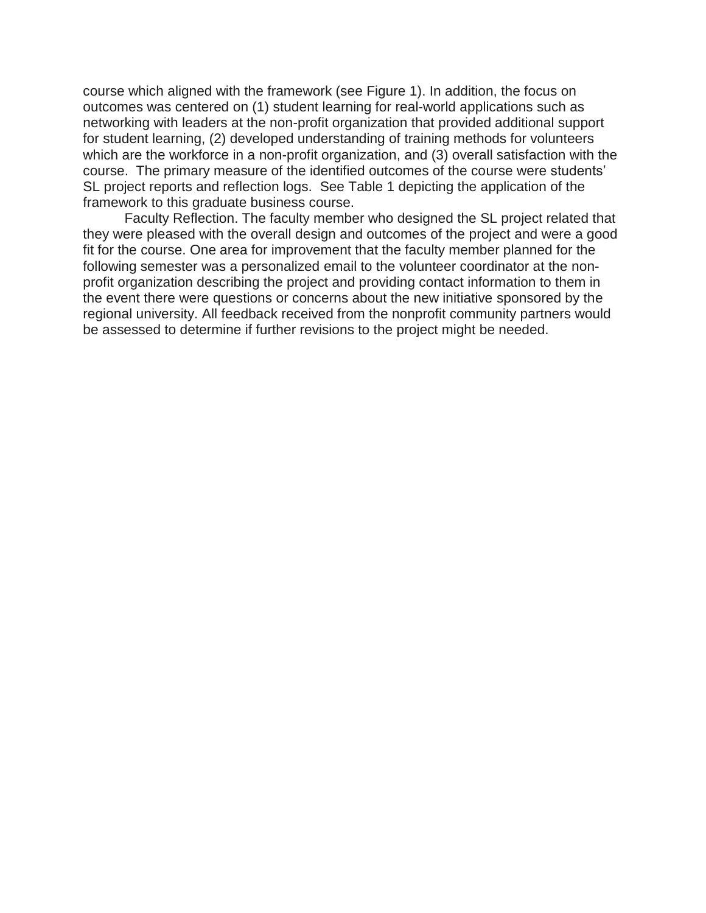course which aligned with the framework (see Figure 1). In addition, the focus on outcomes was centered on (1) student learning for real-world applications such as networking with leaders at the non-profit organization that provided additional support for student learning, (2) developed understanding of training methods for volunteers which are the workforce in a non-profit organization, and (3) overall satisfaction with the course. The primary measure of the identified outcomes of the course were students' SL project reports and reflection logs. See Table 1 depicting the application of the framework to this graduate business course.

Faculty Reflection. The faculty member who designed the SL project related that they were pleased with the overall design and outcomes of the project and were a good fit for the course. One area for improvement that the faculty member planned for the following semester was a personalized email to the volunteer coordinator at the non-profit organization describing the project and providing contact information to them in the event there were questions or concerns about the new initiative sponsored by the regional university. All feedback received from the nonprofit community partners would be assessed to determine if further revisions to the project might be needed.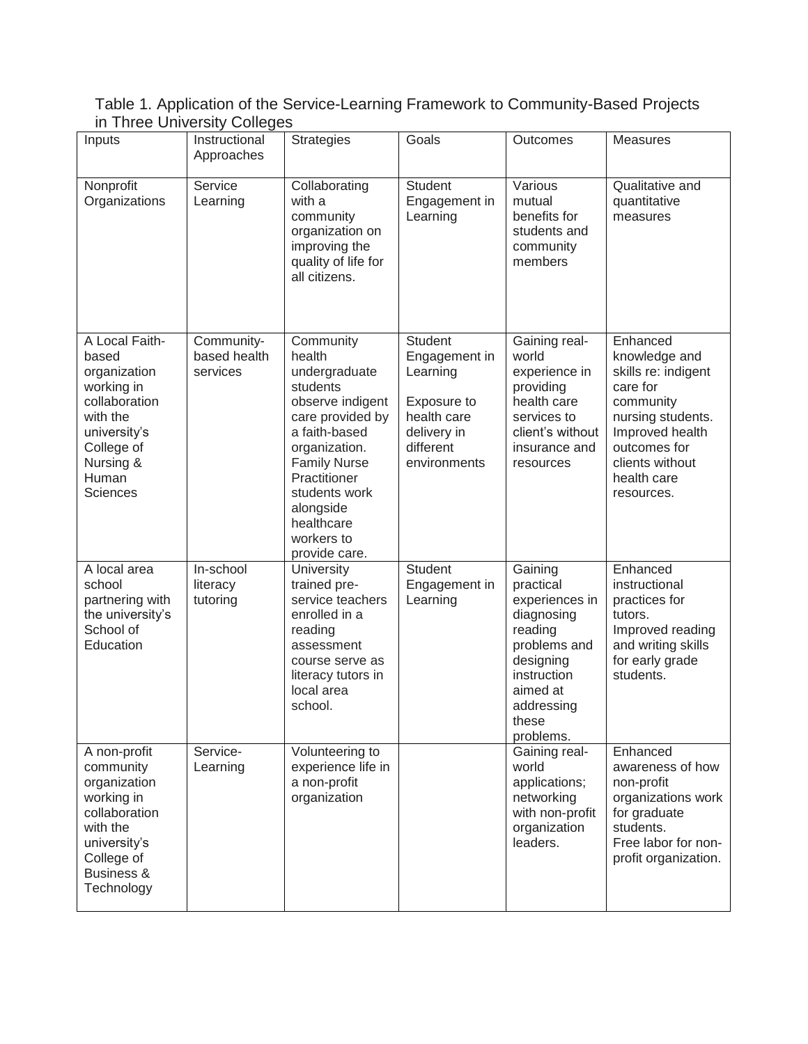Table 1. Application of the Service-Learning Framework to Community-Based Projects in Three University Colleges

| Inputs | Instructional Approaches | Strategies | Goals | Outcomes | Measures |
|---|---|---|---|---|---|
| Nonprofit Organizations | Service Learning | Collaborating with a community organization on improving the quality of life for all citizens. | Student Engagement in Learning | Various mutual benefits for students and community members | Qualitative and quantitative measures |
| A Local Faith-based organization working in collaboration with the university's College of Nursing & Human Sciences | Community-based health services | Community health undergraduate students observe indigent care provided by a faith-based organization. Family Nurse Practitioner students work alongside healthcare workers to provide care. | Student Engagement in Learning<br><br>Exposure to health care delivery in different environments | Gaining real-world experience in providing health care services to client's without insurance and resources | Enhanced knowledge and skills re: indigent care for community nursing students. Improved health outcomes for clients without health care resources. |
| A local area school partnering with the university's School of Education | In-school literacy tutoring | University trained pre-service teachers enrolled in a reading assessment course serve as literacy tutors in local area school. | Student Engagement in Learning | Gaining practical experiences in diagnosing reading problems and designing instruction aimed at addressing these problems. | Enhanced instructional practices for tutors. Improved reading and writing skills for early grade students. |
| A non-profit community organization working in collaboration with the university's College of Business & Technology | Service-Learning | Volunteering to experience life in a non-profit organization | | Gaining real-world applications; networking with non-profit organization leaders. | Enhanced awareness of how non-profit organizations work for graduate students. Free labor for non-profit organization. |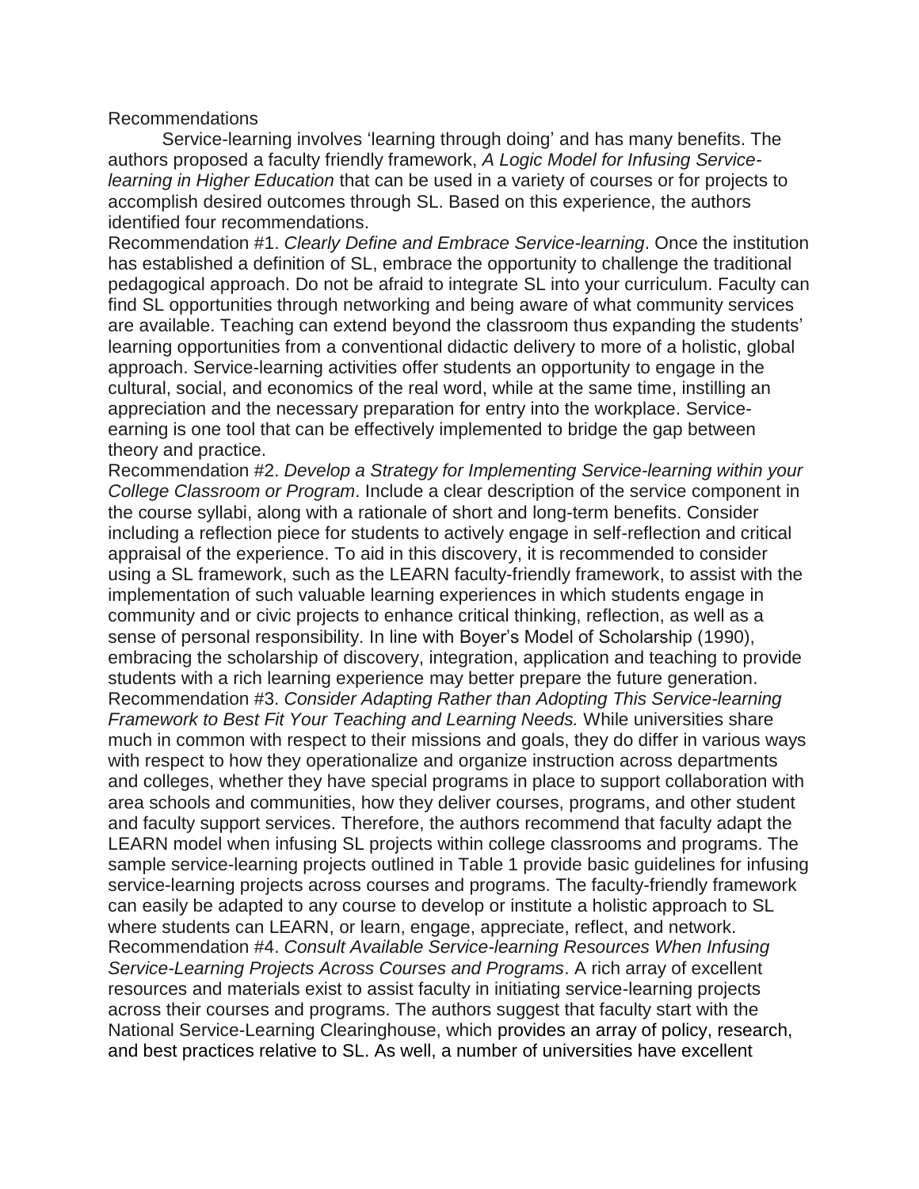Recommendations

Service-learning involves 'learning through doing' and has many benefits. The authors proposed a faculty friendly framework, *A Logic Model for Infusing Service-learning in Higher Education* that can be used in a variety of courses or for projects to accomplish desired outcomes through SL. Based on this experience, the authors identified four recommendations.

Recommendation #1. *Clearly Define and Embrace Service-learning*. Once the institution has established a definition of SL, embrace the opportunity to challenge the traditional pedagogical approach. Do not be afraid to integrate SL into your curriculum. Faculty can find SL opportunities through networking and being aware of what community services are available. Teaching can extend beyond the classroom thus expanding the students' learning opportunities from a conventional didactic delivery to more of a holistic, global approach. Service-learning activities offer students an opportunity to engage in the cultural, social, and economics of the real word, while at the same time, instilling an appreciation and the necessary preparation for entry into the workplace. Service-earning is one tool that can be effectively implemented to bridge the gap between theory and practice.

Recommendation #2. *Develop a Strategy for Implementing Service-learning within your College Classroom or Program*. Include a clear description of the service component in the course syllabi, along with a rationale of short and long-term benefits. Consider including a reflection piece for students to actively engage in self-reflection and critical appraisal of the experience. To aid in this discovery, it is recommended to consider using a SL framework, such as the LEARN faculty-friendly framework, to assist with the implementation of such valuable learning experiences in which students engage in community and or civic projects to enhance critical thinking, reflection, as well as a sense of personal responsibility. In line with Boyer's Model of Scholarship (1990), embracing the scholarship of discovery, integration, application and teaching to provide students with a rich learning experience may better prepare the future generation.

Recommendation #3. *Consider Adapting Rather than Adopting This Service-learning Framework to Best Fit Your Teaching and Learning Needs.* While universities share much in common with respect to their missions and goals, they do differ in various ways with respect to how they operationalize and organize instruction across departments and colleges, whether they have special programs in place to support collaboration with area schools and communities, how they deliver courses, programs, and other student and faculty support services. Therefore, the authors recommend that faculty adapt the LEARN model when infusing SL projects within college classrooms and programs. The sample service-learning projects outlined in Table 1 provide basic guidelines for infusing service-learning projects across courses and programs. The faculty-friendly framework can easily be adapted to any course to develop or institute a holistic approach to SL where students can LEARN, or learn, engage, appreciate, reflect, and network.

Recommendation #4. *Consult Available Service-learning Resources When Infusing Service-Learning Projects Across Courses and Programs*. A rich array of excellent resources and materials exist to assist faculty in initiating service-learning projects across their courses and programs. The authors suggest that faculty start with the National Service-Learning Clearinghouse, which provides an array of policy, research, and best practices relative to SL. As well, a number of universities have excellent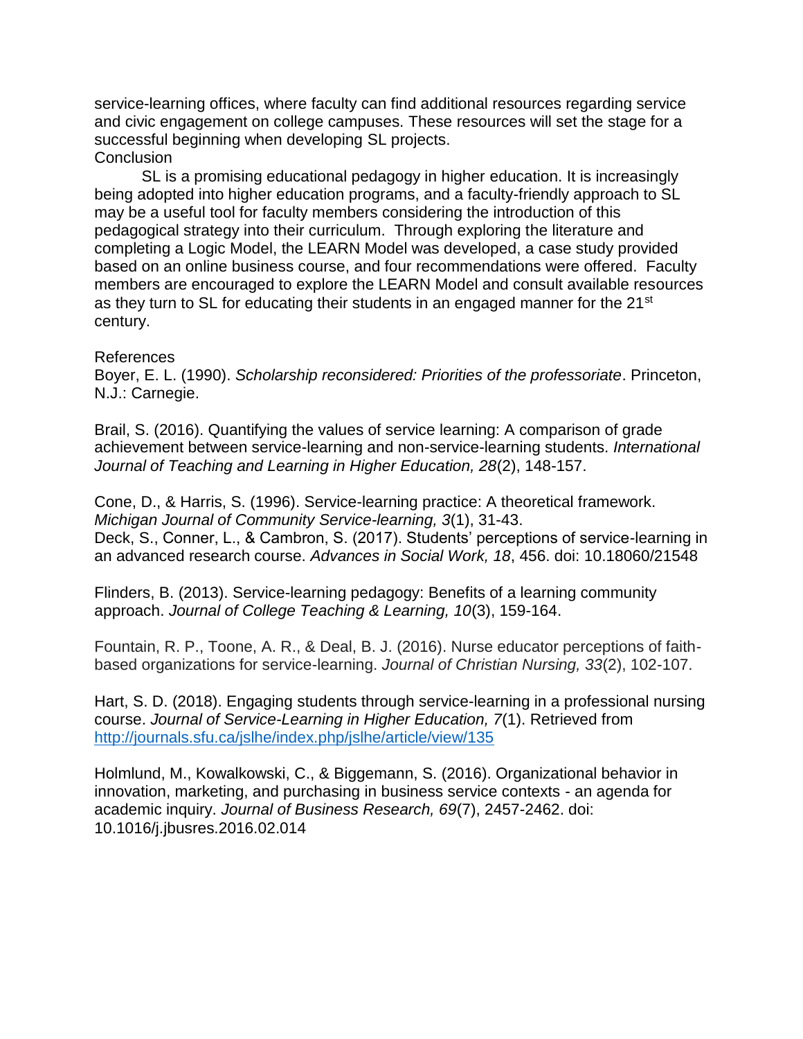service-learning offices, where faculty can find additional resources regarding service and civic engagement on college campuses. These resources will set the stage for a successful beginning when developing SL projects.

## Conclusion

SL is a promising educational pedagogy in higher education. It is increasingly being adopted into higher education programs, and a faculty-friendly approach to SL may be a useful tool for faculty members considering the introduction of this pedagogical strategy into their curriculum. Through exploring the literature and completing a Logic Model, the LEARN Model was developed, a case study provided based on an online business course, and four recommendations were offered. Faculty members are encouraged to explore the LEARN Model and consult available resources as they turn to SL for educating their students in an engaged manner for the 21st century.

## References

Boyer, E. L. (1990). *Scholarship reconsidered: Priorities of the professoriate*. Princeton, N.J.: Carnegie.

Brail, S. (2016). Quantifying the values of service learning: A comparison of grade achievement between service-learning and non-service-learning students. *International Journal of Teaching and Learning in Higher Education, 28*(2), 148-157.

Cone, D., & Harris, S. (1996). Service-learning practice: A theoretical framework. *Michigan Journal of Community Service-learning, 3*(1), 31-43.

Deck, S., Conner, L., & Cambron, S. (2017). Students' perceptions of service-learning in an advanced research course. *Advances in Social Work, 18*, 456. doi: 10.18060/21548

Flinders, B. (2013). Service-learning pedagogy: Benefits of a learning community approach. *Journal of College Teaching & Learning, 10*(3), 159-164.

Fountain, R. P., Toone, A. R., & Deal, B. J. (2016). Nurse educator perceptions of faith-based organizations for service-learning. *Journal of Christian Nursing, 33*(2), 102-107.

Hart, S. D. (2018). Engaging students through service-learning in a professional nursing course. *Journal of Service-Learning in Higher Education, 7*(1). Retrieved from http://journals.sfu.ca/jslhe/index.php/jslhe/article/view/135

Holmlund, M., Kowalkowski, C., & Biggemann, S. (2016). Organizational behavior in innovation, marketing, and purchasing in business service contexts - an agenda for academic inquiry. *Journal of Business Research, 69*(7), 2457-2462. doi: 10.1016/j.jbusres.2016.02.014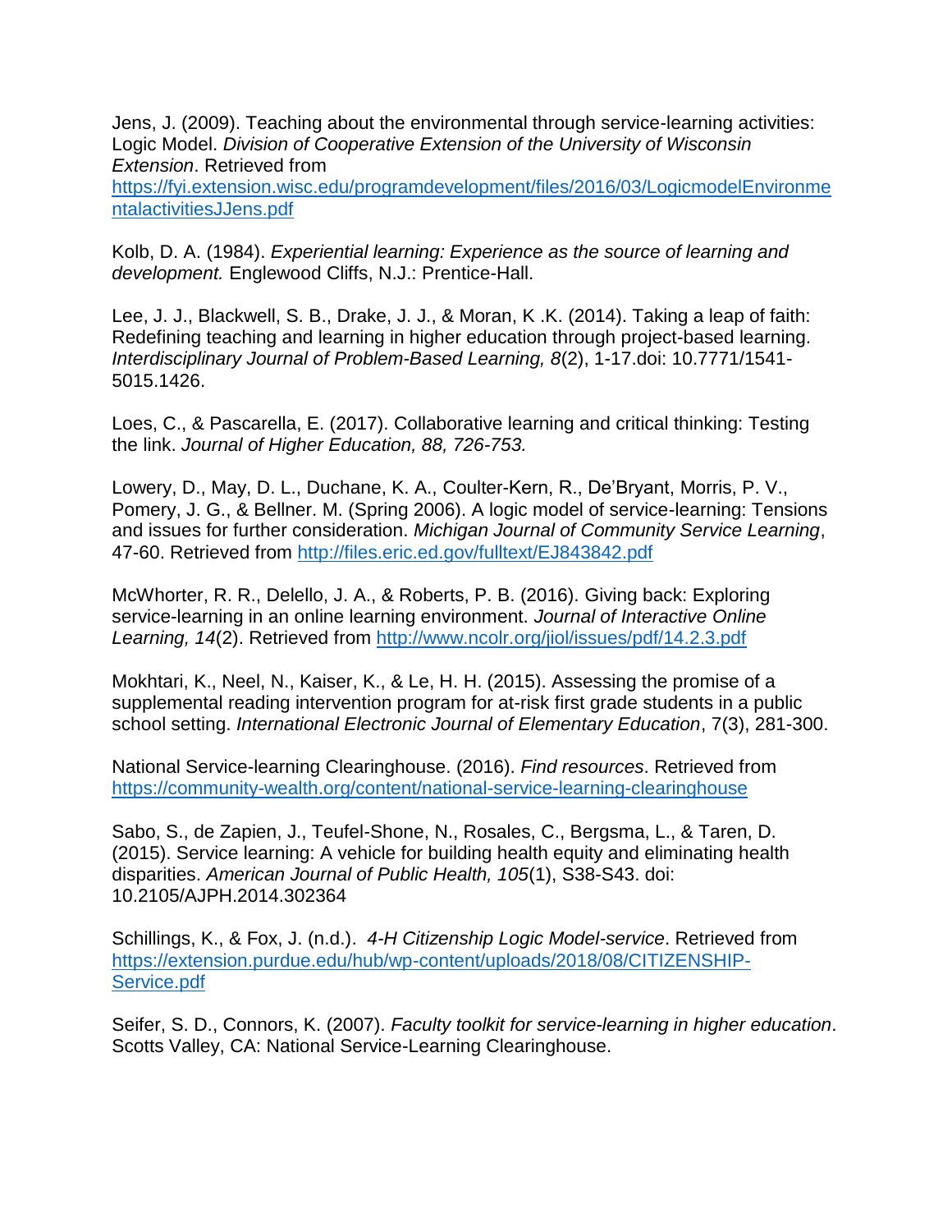Jens, J. (2009). Teaching about the environmental through service-learning activities: Logic Model. *Division of Cooperative Extension of the University of Wisconsin Extension*. Retrieved from https://fyi.extension.wisc.edu/programdevelopment/files/2016/03/LogicmodelEnvironmentalactivitiesJJens.pdf

Kolb, D. A. (1984). *Experiential learning: Experience as the source of learning and development.* Englewood Cliffs, N.J.: Prentice-Hall.

Lee, J. J., Blackwell, S. B., Drake, J. J., & Moran, K .K. (2014). Taking a leap of faith: Redefining teaching and learning in higher education through project-based learning. *Interdisciplinary Journal of Problem-Based Learning, 8*(2), 1-17.doi: 10.7771/1541-5015.1426.

Loes, C., & Pascarella, E. (2017). Collaborative learning and critical thinking: Testing the link. *Journal of Higher Education, 88, 726-753.*

Lowery, D., May, D. L., Duchane, K. A., Coulter-Kern, R., De'Bryant, Morris, P. V., Pomery, J. G., & Bellner. M. (Spring 2006). A logic model of service-learning: Tensions and issues for further consideration. *Michigan Journal of Community Service Learning*, 47-60. Retrieved from http://files.eric.ed.gov/fulltext/EJ843842.pdf

McWhorter, R. R., Delello, J. A., & Roberts, P. B. (2016). Giving back: Exploring service-learning in an online learning environment. *Journal of Interactive Online Learning, 14*(2). Retrieved from http://www.ncolr.org/jiol/issues/pdf/14.2.3.pdf

Mokhtari, K., Neel, N., Kaiser, K., & Le, H. H. (2015). Assessing the promise of a supplemental reading intervention program for at-risk first grade students in a public school setting. *International Electronic Journal of Elementary Education*, 7(3), 281-300.

National Service-learning Clearinghouse. (2016). *Find resources*. Retrieved from https://community-wealth.org/content/national-service-learning-clearinghouse

Sabo, S., de Zapien, J., Teufel-Shone, N., Rosales, C., Bergsma, L., & Taren, D. (2015). Service learning: A vehicle for building health equity and eliminating health disparities. *American Journal of Public Health, 105*(1), S38-S43. doi: 10.2105/AJPH.2014.302364

Schillings, K., & Fox, J. (n.d.). *4-H Citizenship Logic Model-service*. Retrieved from https://extension.purdue.edu/hub/wp-content/uploads/2018/08/CITIZENSHIP-Service.pdf

Seifer, S. D., Connors, K. (2007). *Faculty toolkit for service-learning in higher education*. Scotts Valley, CA: National Service-Learning Clearinghouse.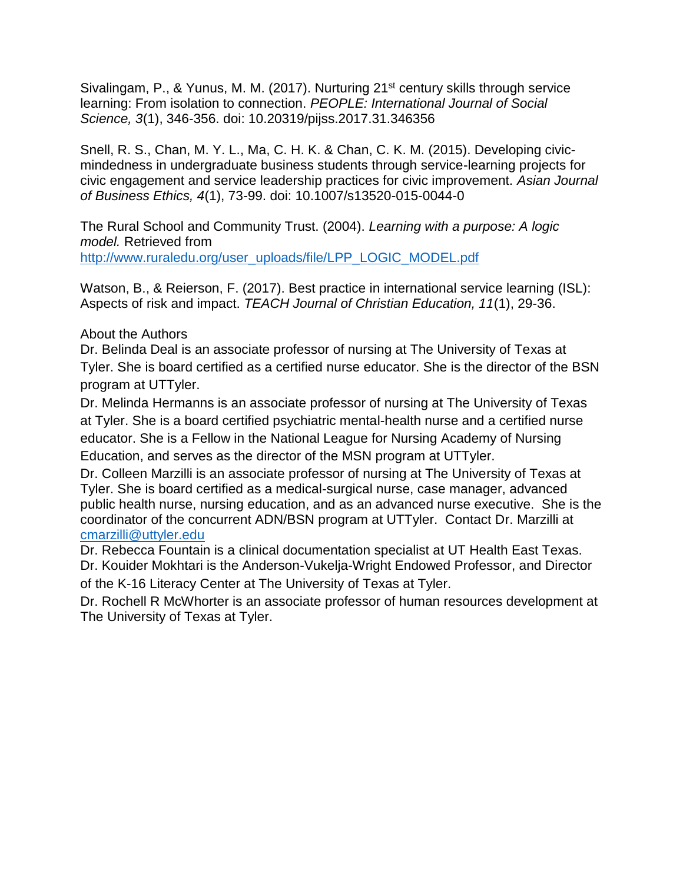Sivalingam, P., & Yunus, M. M. (2017). Nurturing 21st century skills through service learning: From isolation to connection. *PEOPLE: International Journal of Social Science, 3*(1), 346-356. doi: 10.20319/pijss.2017.31.346356

Snell, R. S., Chan, M. Y. L., Ma, C. H. K. & Chan, C. K. M. (2015). Developing civic-mindedness in undergraduate business students through service-learning projects for civic engagement and service leadership practices for civic improvement. *Asian Journal of Business Ethics, 4*(1), 73-99. doi: 10.1007/s13520-015-0044-0

The Rural School and Community Trust. (2004). *Learning with a purpose: A logic model.* Retrieved from http://www.ruraledu.org/user_uploads/file/LPP_LOGIC_MODEL.pdf

Watson, B., & Reierson, F. (2017). Best practice in international service learning (ISL): Aspects of risk and impact. *TEACH Journal of Christian Education, 11*(1), 29-36.

About the Authors

Dr. Belinda Deal is an associate professor of nursing at The University of Texas at Tyler. She is board certified as a certified nurse educator. She is the director of the BSN program at UTTyler.

Dr. Melinda Hermanns is an associate professor of nursing at The University of Texas at Tyler. She is a board certified psychiatric mental-health nurse and a certified nurse educator. She is a Fellow in the National League for Nursing Academy of Nursing Education, and serves as the director of the MSN program at UTTyler.

Dr. Colleen Marzilli is an associate professor of nursing at The University of Texas at Tyler. She is board certified as a medical-surgical nurse, case manager, advanced public health nurse, nursing education, and as an advanced nurse executive. She is the coordinator of the concurrent ADN/BSN program at UTTyler. Contact Dr. Marzilli at cmarzilli@uttyler.edu

Dr. Rebecca Fountain is a clinical documentation specialist at UT Health East Texas.

Dr. Kouider Mokhtari is the Anderson-Vukelja-Wright Endowed Professor, and Director of the K-16 Literacy Center at The University of Texas at Tyler.

Dr. Rochell R McWhorter is an associate professor of human resources development at The University of Texas at Tyler.